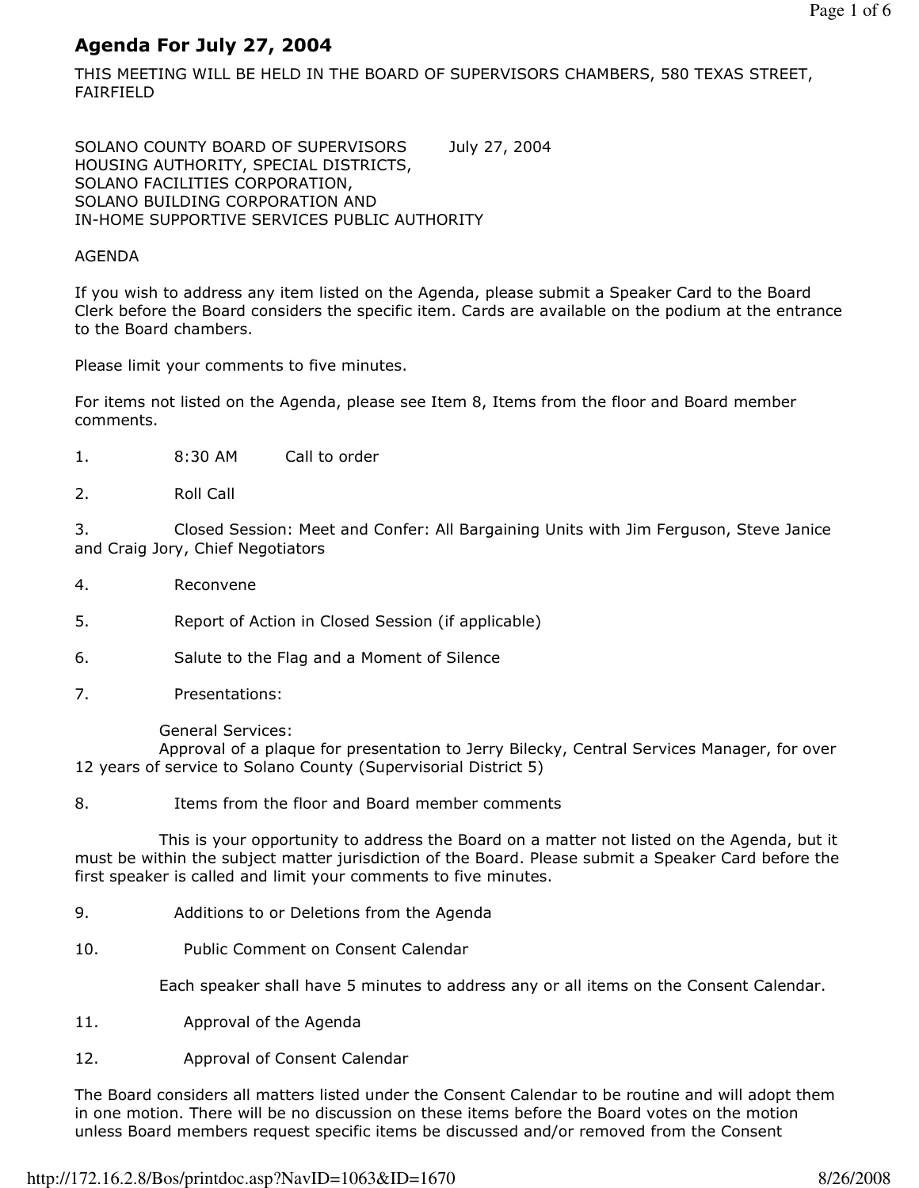# Agenda For July 27, 2004

THIS MEETING WILL BE HELD IN THE BOARD OF SUPERVISORS CHAMBERS, 580 TEXAS STREET, FAIRFIELD

SOLANO COUNTY BOARD OF SUPERVISORS July 27, 2004
HOUSING AUTHORITY, SPECIAL DISTRICTS,
SOLANO FACILITIES CORPORATION,
SOLANO BUILDING CORPORATION AND
IN-HOME SUPPORTIVE SERVICES PUBLIC AUTHORITY

AGENDA

If you wish to address any item listed on the Agenda, please submit a Speaker Card to the Board Clerk before the Board considers the specific item. Cards are available on the podium at the entrance to the Board chambers.

Please limit your comments to five minutes.

For items not listed on the Agenda, please see Item 8, Items from the floor and Board member comments.

1. 8:30 AM Call to order

2. Roll Call

3. Closed Session: Meet and Confer: All Bargaining Units with Jim Ferguson, Steve Janice and Craig Jory, Chief Negotiators

4. Reconvene

5. Report of Action in Closed Session (if applicable)

6. Salute to the Flag and a Moment of Silence

7. Presentations:

   General Services:
   Approval of a plaque for presentation to Jerry Bilecky, Central Services Manager, for over 12 years of service to Solano County (Supervisorial District 5)

8. Items from the floor and Board member comments

   This is your opportunity to address the Board on a matter not listed on the Agenda, but it must be within the subject matter jurisdiction of the Board. Please submit a Speaker Card before the first speaker is called and limit your comments to five minutes.

9. Additions to or Deletions from the Agenda

10. Public Comment on Consent Calendar

    Each speaker shall have 5 minutes to address any or all items on the Consent Calendar.

11. Approval of the Agenda

12. Approval of Consent Calendar

The Board considers all matters listed under the Consent Calendar to be routine and will adopt them in one motion. There will be no discussion on these items before the Board votes on the motion unless Board members request specific items be discussed and/or removed from the Consent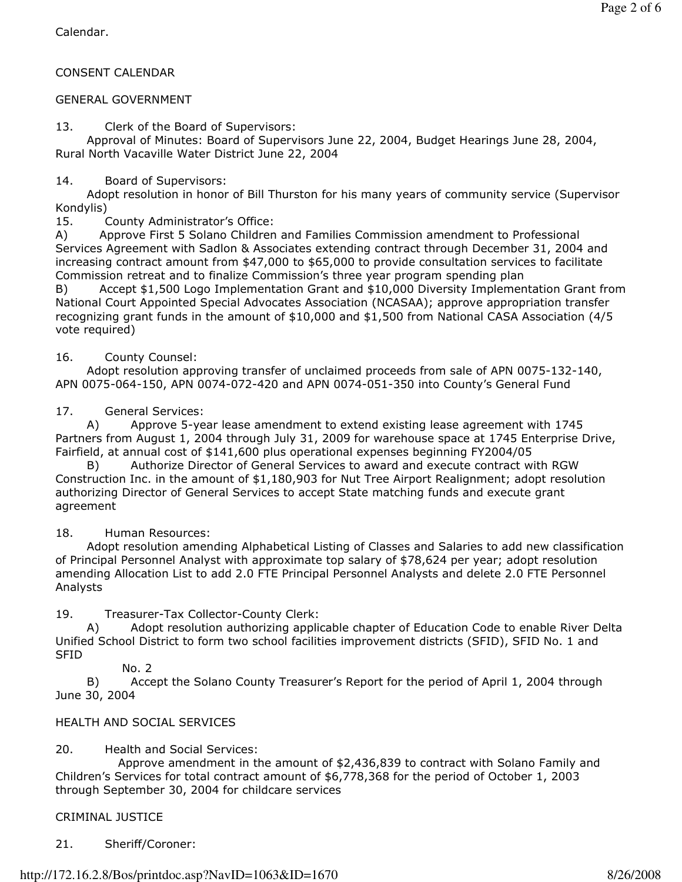Calendar.

CONSENT CALENDAR

GENERAL GOVERNMENT

13. Clerk of the Board of Supervisors:
Approval of Minutes: Board of Supervisors June 22, 2004, Budget Hearings June 28, 2004, Rural North Vacaville Water District June 22, 2004

14. Board of Supervisors:
Adopt resolution in honor of Bill Thurston for his many years of community service (Supervisor Kondylis)

15. County Administrator's Office:
A) Approve First 5 Solano Children and Families Commission amendment to Professional Services Agreement with Sadlon & Associates extending contract through December 31, 2004 and increasing contract amount from $47,000 to $65,000 to provide consultation services to facilitate Commission retreat and to finalize Commission's three year program spending plan
B) Accept $1,500 Logo Implementation Grant and $10,000 Diversity Implementation Grant from National Court Appointed Special Advocates Association (NCASAA); approve appropriation transfer recognizing grant funds in the amount of $10,000 and $1,500 from National CASA Association (4/5 vote required)

16. County Counsel:
Adopt resolution approving transfer of unclaimed proceeds from sale of APN 0075-132-140, APN 0075-064-150, APN 0074-072-420 and APN 0074-051-350 into County's General Fund

17. General Services:
A) Approve 5-year lease amendment to extend existing lease agreement with 1745 Partners from August 1, 2004 through July 31, 2009 for warehouse space at 1745 Enterprise Drive, Fairfield, at annual cost of $141,600 plus operational expenses beginning FY2004/05
B) Authorize Director of General Services to award and execute contract with RGW Construction Inc. in the amount of $1,180,903 for Nut Tree Airport Realignment; adopt resolution authorizing Director of General Services to accept State matching funds and execute grant agreement

18. Human Resources:
Adopt resolution amending Alphabetical Listing of Classes and Salaries to add new classification of Principal Personnel Analyst with approximate top salary of $78,624 per year; adopt resolution amending Allocation List to add 2.0 FTE Principal Personnel Analysts and delete 2.0 FTE Personnel Analysts

19. Treasurer-Tax Collector-County Clerk:
A) Adopt resolution authorizing applicable chapter of Education Code to enable River Delta Unified School District to form two school facilities improvement districts (SFID), SFID No. 1 and SFID No. 2
B) Accept the Solano County Treasurer's Report for the period of April 1, 2004 through June 30, 2004

HEALTH AND SOCIAL SERVICES

20. Health and Social Services:
Approve amendment in the amount of $2,436,839 to contract with Solano Family and Children's Services for total contract amount of $6,778,368 for the period of October 1, 2003 through September 30, 2004 for childcare services

CRIMINAL JUSTICE

21. Sheriff/Coroner: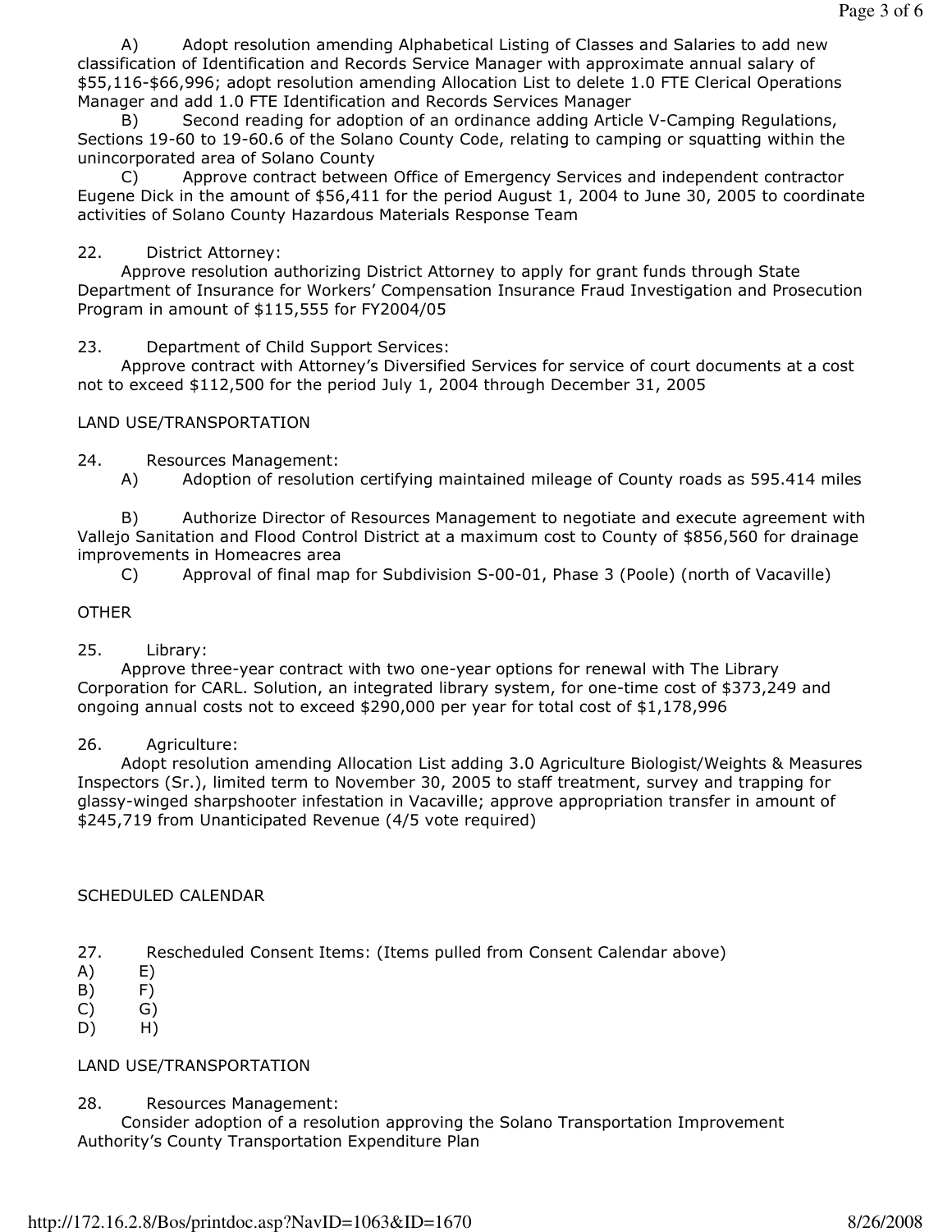A) Adopt resolution amending Alphabetical Listing of Classes and Salaries to add new classification of Identification and Records Service Manager with approximate annual salary of $55,116-$66,996; adopt resolution amending Allocation List to delete 1.0 FTE Clerical Operations Manager and add 1.0 FTE Identification and Records Services Manager

B) Second reading for adoption of an ordinance adding Article V-Camping Regulations, Sections 19-60 to 19-60.6 of the Solano County Code, relating to camping or squatting within the unincorporated area of Solano County

C) Approve contract between Office of Emergency Services and independent contractor Eugene Dick in the amount of $56,411 for the period August 1, 2004 to June 30, 2005 to coordinate activities of Solano County Hazardous Materials Response Team

22. District Attorney:

Approve resolution authorizing District Attorney to apply for grant funds through State Department of Insurance for Workers' Compensation Insurance Fraud Investigation and Prosecution Program in amount of $115,555 for FY2004/05

23. Department of Child Support Services:

Approve contract with Attorney's Diversified Services for service of court documents at a cost not to exceed $112,500 for the period July 1, 2004 through December 31, 2005

LAND USE/TRANSPORTATION

24. Resources Management:

A) Adoption of resolution certifying maintained mileage of County roads as 595.414 miles

B) Authorize Director of Resources Management to negotiate and execute agreement with Vallejo Sanitation and Flood Control District at a maximum cost to County of $856,560 for drainage improvements in Homeacres area

C) Approval of final map for Subdivision S-00-01, Phase 3 (Poole) (north of Vacaville)

OTHER

25. Library:

Approve three-year contract with two one-year options for renewal with The Library Corporation for CARL. Solution, an integrated library system, for one-time cost of $373,249 and ongoing annual costs not to exceed $290,000 per year for total cost of $1,178,996

26. Agriculture:

Adopt resolution amending Allocation List adding 3.0 Agriculture Biologist/Weights & Measures Inspectors (Sr.), limited term to November 30, 2005 to staff treatment, survey and trapping for glassy-winged sharpshooter infestation in Vacaville; approve appropriation transfer in amount of $245,719 from Unanticipated Revenue (4/5 vote required)

SCHEDULED CALENDAR

27. Rescheduled Consent Items: (Items pulled from Consent Calendar above)

A) E)
B) F)
C) G)
D) H)

LAND USE/TRANSPORTATION

28. Resources Management:

Consider adoption of a resolution approving the Solano Transportation Improvement Authority's County Transportation Expenditure Plan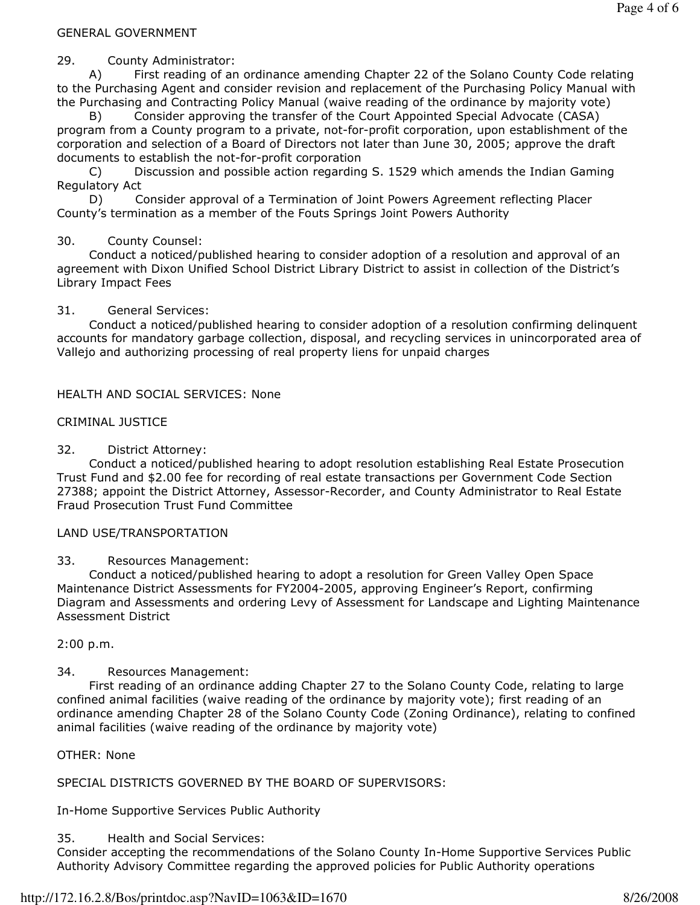GENERAL GOVERNMENT

29. County Administrator:

A) First reading of an ordinance amending Chapter 22 of the Solano County Code relating to the Purchasing Agent and consider revision and replacement of the Purchasing Policy Manual with the Purchasing and Contracting Policy Manual (waive reading of the ordinance by majority vote)

B) Consider approving the transfer of the Court Appointed Special Advocate (CASA) program from a County program to a private, not-for-profit corporation, upon establishment of the corporation and selection of a Board of Directors not later than June 30, 2005; approve the draft documents to establish the not-for-profit corporation

C) Discussion and possible action regarding S. 1529 which amends the Indian Gaming Regulatory Act

D) Consider approval of a Termination of Joint Powers Agreement reflecting Placer County's termination as a member of the Fouts Springs Joint Powers Authority

30. County Counsel:

Conduct a noticed/published hearing to consider adoption of a resolution and approval of an agreement with Dixon Unified School District Library District to assist in collection of the District's Library Impact Fees

31. General Services:

Conduct a noticed/published hearing to consider adoption of a resolution confirming delinquent accounts for mandatory garbage collection, disposal, and recycling services in unincorporated area of Vallejo and authorizing processing of real property liens for unpaid charges

HEALTH AND SOCIAL SERVICES: None

CRIMINAL JUSTICE

32. District Attorney:

Conduct a noticed/published hearing to adopt resolution establishing Real Estate Prosecution Trust Fund and $2.00 fee for recording of real estate transactions per Government Code Section 27388; appoint the District Attorney, Assessor-Recorder, and County Administrator to Real Estate Fraud Prosecution Trust Fund Committee

LAND USE/TRANSPORTATION

33. Resources Management:

Conduct a noticed/published hearing to adopt a resolution for Green Valley Open Space Maintenance District Assessments for FY2004-2005, approving Engineer's Report, confirming Diagram and Assessments and ordering Levy of Assessment for Landscape and Lighting Maintenance Assessment District

2:00 p.m.

34. Resources Management:

First reading of an ordinance adding Chapter 27 to the Solano County Code, relating to large confined animal facilities (waive reading of the ordinance by majority vote); first reading of an ordinance amending Chapter 28 of the Solano County Code (Zoning Ordinance), relating to confined animal facilities (waive reading of the ordinance by majority vote)

OTHER: None

SPECIAL DISTRICTS GOVERNED BY THE BOARD OF SUPERVISORS:

In-Home Supportive Services Public Authority

35. Health and Social Services:

Consider accepting the recommendations of the Solano County In-Home Supportive Services Public Authority Advisory Committee regarding the approved policies for Public Authority operations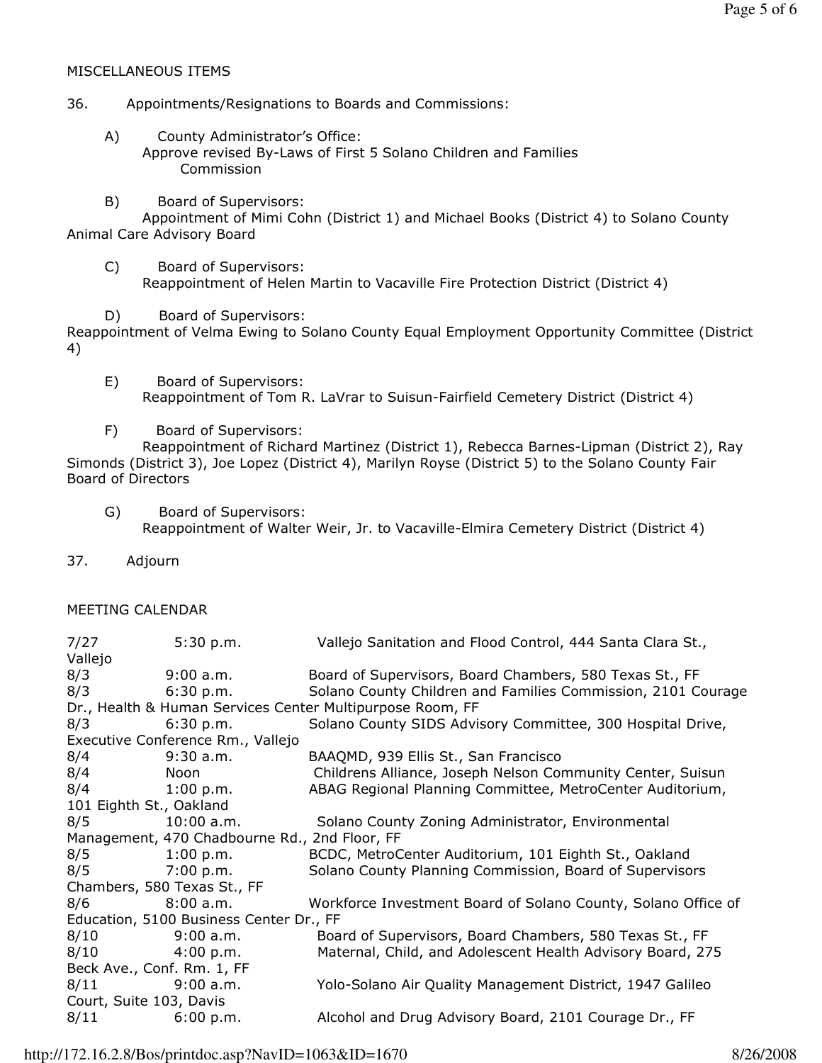MISCELLANEOUS ITEMS

36. Appointments/Resignations to Boards and Commissions:

A) County Administrator's Office:
Approve revised By-Laws of First 5 Solano Children and Families Commission

B) Board of Supervisors:
Appointment of Mimi Cohn (District 1) and Michael Books (District 4) to Solano County Animal Care Advisory Board

C) Board of Supervisors:
Reappointment of Helen Martin to Vacaville Fire Protection District (District 4)

D) Board of Supervisors:
Reappointment of Velma Ewing to Solano County Equal Employment Opportunity Committee (District 4)

E) Board of Supervisors:
Reappointment of Tom R. LaVrar to Suisun-Fairfield Cemetery District (District 4)

F) Board of Supervisors:
Reappointment of Richard Martinez (District 1), Rebecca Barnes-Lipman (District 2), Ray Simonds (District 3), Joe Lopez (District 4), Marilyn Royse (District 5) to the Solano County Fair Board of Directors

G) Board of Supervisors:
Reappointment of Walter Weir, Jr. to Vacaville-Elmira Cemetery District (District 4)

37. Adjourn

MEETING CALENDAR

| | | |
|---|---|---|
| 7/27 | 5:30 p.m. | Vallejo Sanitation and Flood Control, 444 Santa Clara St., Vallejo |
| 8/3 | 9:00 a.m. | Board of Supervisors, Board Chambers, 580 Texas St., FF |
| 8/3 | 6:30 p.m. | Solano County Children and Families Commission, 2101 Courage Dr., Health & Human Services Center Multipurpose Room, FF |
| 8/3 | 6:30 p.m. | Solano County SIDS Advisory Committee, 300 Hospital Drive, Executive Conference Rm., Vallejo |
| 8/4 | 9:30 a.m. | BAAQMD, 939 Ellis St., San Francisco |
| 8/4 | Noon | Childrens Alliance, Joseph Nelson Community Center, Suisun |
| 8/4 | 1:00 p.m. | ABAG Regional Planning Committee, MetroCenter Auditorium, 101 Eighth St., Oakland |
| 8/5 | 10:00 a.m. | Solano County Zoning Administrator, Environmental Management, 470 Chadbourne Rd., 2nd Floor, FF |
| 8/5 | 1:00 p.m. | BCDC, MetroCenter Auditorium, 101 Eighth St., Oakland |
| 8/5 | 7:00 p.m. | Solano County Planning Commission, Board of Supervisors Chambers, 580 Texas St., FF |
| 8/6 | 8:00 a.m. | Workforce Investment Board of Solano County, Solano Office of Education, 5100 Business Center Dr., FF |
| 8/10 | 9:00 a.m. | Board of Supervisors, Board Chambers, 580 Texas St., FF |
| 8/10 | 4:00 p.m. | Maternal, Child, and Adolescent Health Advisory Board, 275 Beck Ave., Conf. Rm. 1, FF |
| 8/11 | 9:00 a.m. | Yolo-Solano Air Quality Management District, 1947 Galileo Court, Suite 103, Davis |
| 8/11 | 6:00 p.m. | Alcohol and Drug Advisory Board, 2101 Courage Dr., FF |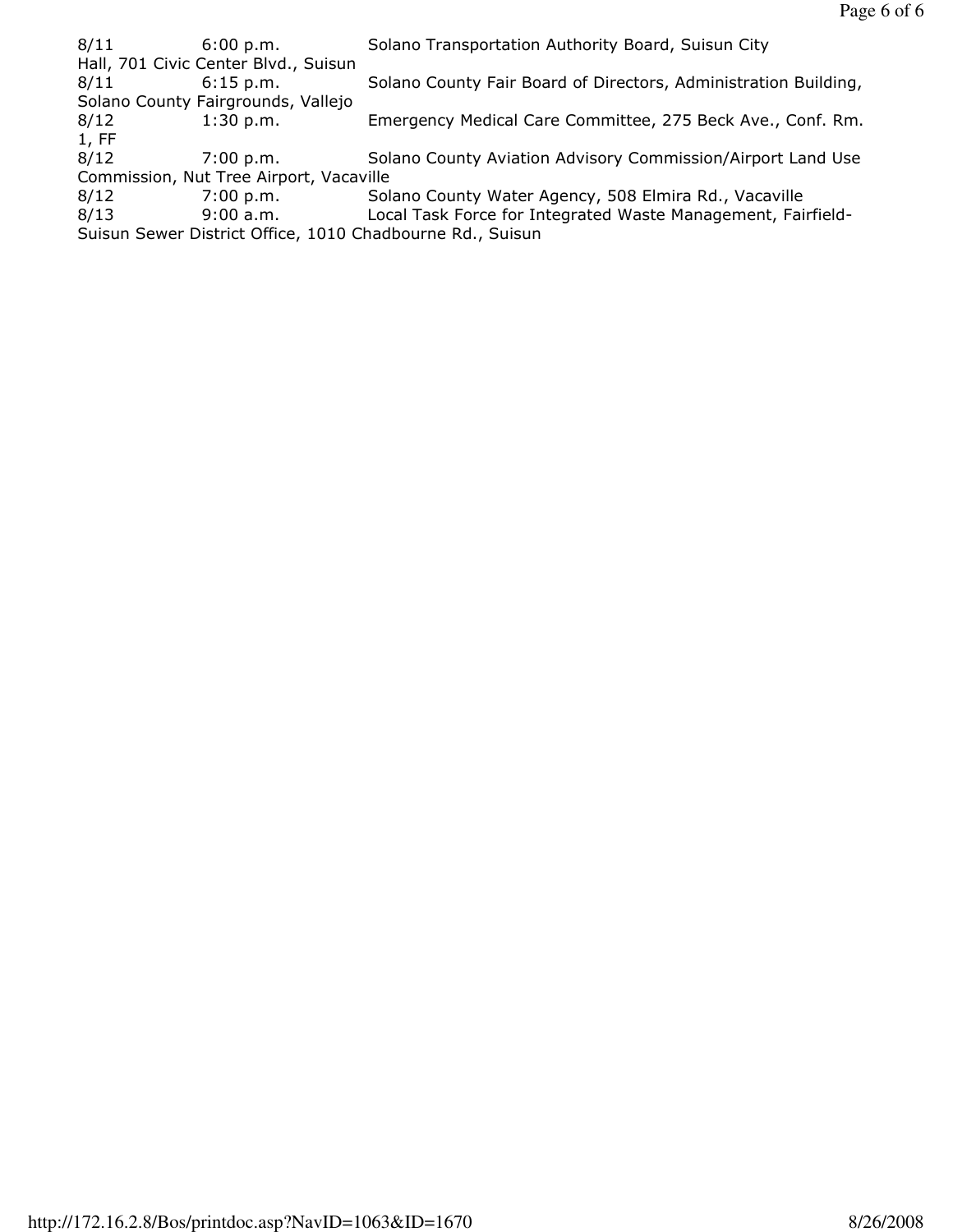| | | |
|---|---|---|
| 8/11 | 6:00 p.m. | Solano Transportation Authority Board, Suisun City Hall, 701 Civic Center Blvd., Suisun |
| 8/11 | 6:15 p.m. | Solano County Fair Board of Directors, Administration Building, Solano County Fairgrounds, Vallejo |
| 8/12 | 1:30 p.m. | Emergency Medical Care Committee, 275 Beck Ave., Conf. Rm. 1, FF |
| 8/12 | 7:00 p.m. | Solano County Aviation Advisory Commission/Airport Land Use Commission, Nut Tree Airport, Vacaville |
| 8/12 | 7:00 p.m. | Solano County Water Agency, 508 Elmira Rd., Vacaville |
| 8/13 | 9:00 a.m. | Local Task Force for Integrated Waste Management, Fairfield-Suisun Sewer District Office, 1010 Chadbourne Rd., Suisun |